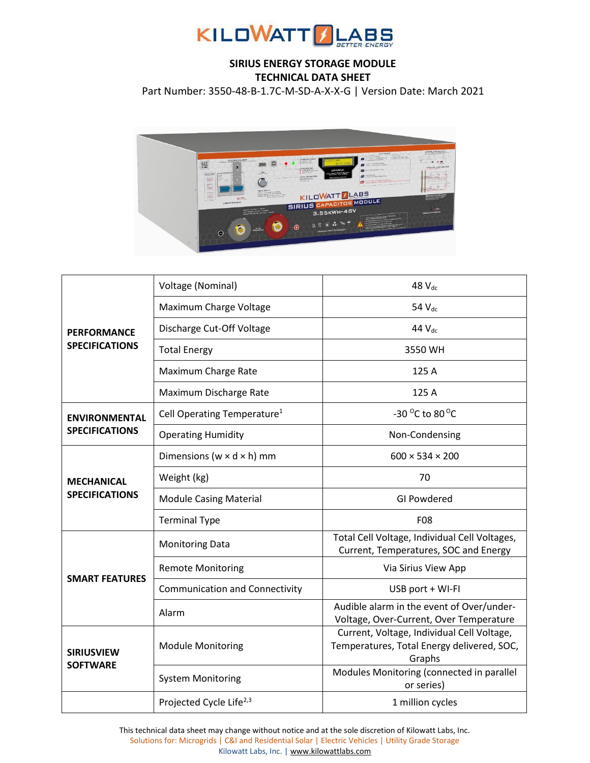**SIRIUS ENERGY STORAGE MODULE**
**TECHNICAL DATA SHEET**

Part Number: 3550-48-B-1.7C-M-SD-A-X-X-G | Version Date: March 2021

| | | |
|---|---|---|
| **PERFORMANCE SPECIFICATIONS** | Voltage (Nominal) | 48 $V_{dc}$ |
| | Maximum Charge Voltage | 54 $V_{dc}$ |
| | Discharge Cut-Off Voltage | 44 $V_{dc}$ |
| | Total Energy | 3550 WH |
| | Maximum Charge Rate | 125 A |
| | Maximum Discharge Rate | 125 A |
| **ENVIRONMENTAL SPECIFICATIONS** | Cell Operating Temperature[1] | -30 $^{O}$C to 80 $^{O}$C |
| | Operating Humidity | Non-Condensing |
| **MECHANICAL SPECIFICATIONS** | Dimensions (w × d × h) mm | 600 × 534 × 200 |
| | Weight (kg) | 70 |
| | Module Casing Material | GI Powdered |
| | Terminal Type | F08 |
| **SMART FEATURES** | Monitoring Data | Total Cell Voltage, Individual Cell Voltages, Current, Temperatures, SOC and Energy |
| | Remote Monitoring | Via Sirius View App |
| | Communication and Connectivity | USB port + WI-FI |
| | Alarm | Audible alarm in the event of Over/under-Voltage, Over-Current, Over Temperature |
| **SIRIUSVIEW SOFTWARE** | Module Monitoring | Current, Voltage, Individual Cell Voltage, Temperatures, Total Energy delivered, SOC, Graphs |
| | System Monitoring | Modules Monitoring (connected in parallel or series) |
| | Projected Cycle Life[2,3] | 1 million cycles |

This technical data sheet may change without notice and at the sole discretion of Kilowatt Labs, Inc.
Solutions for: Microgrids | C&I and Residential Solar | Electric Vehicles | Utility Grade Storage
Kilowatt Labs, Inc. | www.kilowattlabs.com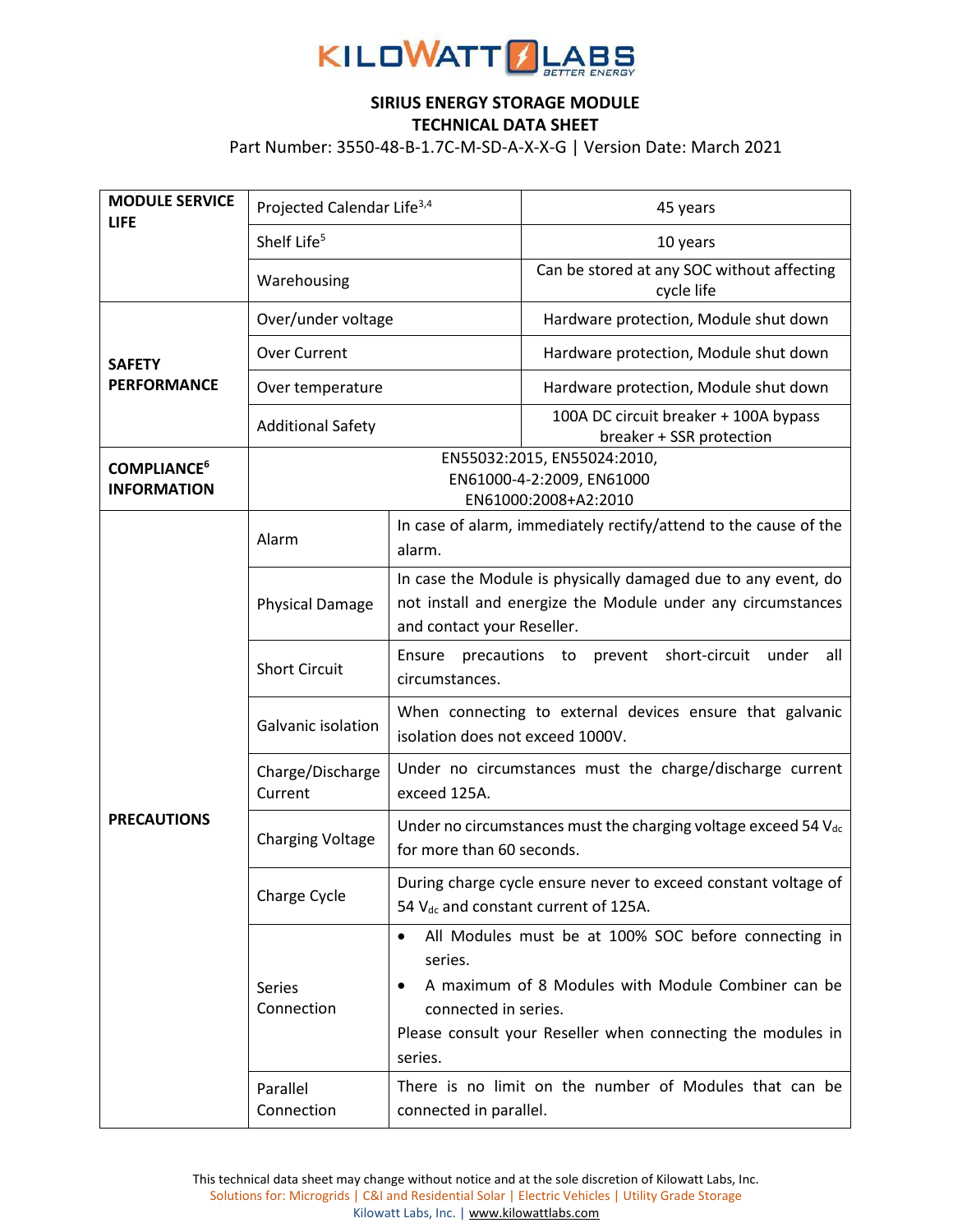**SIRIUS ENERGY STORAGE MODULE**
**TECHNICAL DATA SHEET**

Part Number: 3550-48-B-1.7C-M-SD-A-X-X-G | Version Date: March 2021

| | | |
|---|---|---|
| **MODULE SERVICE LIFE** | Projected Calendar Life[3,4] | 45 years |
| | Shelf Life[5] | 10 years |
| | Warehousing | Can be stored at any SOC without affecting cycle life |
| **SAFETY PERFORMANCE** | Over/under voltage | Hardware protection, Module shut down |
| | Over Current | Hardware protection, Module shut down |
| | Over temperature | Hardware protection, Module shut down |
| | Additional Safety | 100A DC circuit breaker + 100A bypass breaker + SSR protection |
| **COMPLIANCE[6] INFORMATION** | EN55032:2015, EN55024:2010, EN61000-4-2:2009, EN61000 EN61000:2008+A2:2010 | |
| **PRECAUTIONS** | Alarm | In case of alarm, immediately rectify/attend to the cause of the alarm. |
| | Physical Damage | In case the Module is physically damaged due to any event, do not install and energize the Module under any circumstances and contact your Reseller. |
| | Short Circuit | Ensure precautions to prevent short-circuit under all circumstances. |
| | Galvanic isolation | When connecting to external devices ensure that galvanic isolation does not exceed 1000V. |
| | Charge/Discharge Current | Under no circumstances must the charge/discharge current exceed 125A. |
| | Charging Voltage | Under no circumstances must the charging voltage exceed 54 $V_{dc}$ for more than 60 seconds. |
| | Charge Cycle | During charge cycle ensure never to exceed constant voltage of 54 $V_{dc}$ and constant current of 125A. |
| | Series Connection | • All Modules must be at 100% SOC before connecting in series.<br>• A maximum of 8 Modules with Module Combiner can be connected in series.<br>Please consult your Reseller when connecting the modules in series. |
| | Parallel Connection | There is no limit on the number of Modules that can be connected in parallel. |

This technical data sheet may change without notice and at the sole discretion of Kilowatt Labs, Inc.
Solutions for: Microgrids | C&I and Residential Solar | Electric Vehicles | Utility Grade Storage
Kilowatt Labs, Inc. | www.kilowattlabs.com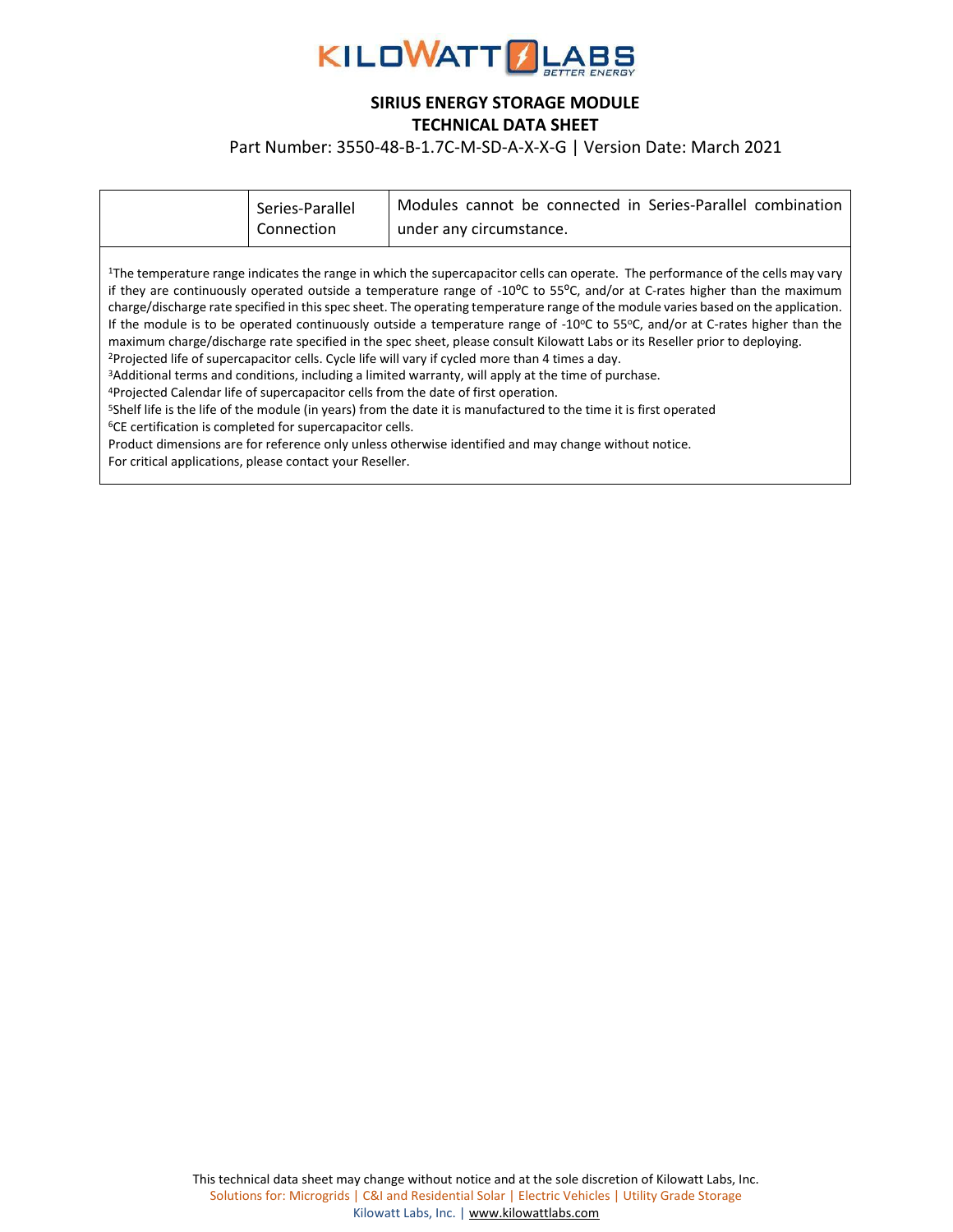# SIRIUS ENERGY STORAGE MODULE
## TECHNICAL DATA SHEET

Part Number: 3550-48-B-1.7C-M-SD-A-X-X-G | Version Date: March 2021

| | | |
|---|---|---|
| | Series-Parallel Connection | Modules cannot be connected in Series-Parallel combination under any circumstance. |

[1]The temperature range indicates the range in which the supercapacitor cells can operate. The performance of the cells may vary if they are continuously operated outside a temperature range of -10ºC to 55ºC, and/or at C-rates higher than the maximum charge/discharge rate specified in this spec sheet. The operating temperature range of the module varies based on the application. If the module is to be operated continuously outside a temperature range of -10ºC to 55ºC, and/or at C-rates higher than the maximum charge/discharge rate specified in the spec sheet, please consult Kilowatt Labs or its Reseller prior to deploying.
[2]Projected life of supercapacitor cells. Cycle life will vary if cycled more than 4 times a day.
[3]Additional terms and conditions, including a limited warranty, will apply at the time of purchase.
[4]Projected Calendar life of supercapacitor cells from the date of first operation.
[5]Shelf life is the life of the module (in years) from the date it is manufactured to the time it is first operated
[6]CE certification is completed for supercapacitor cells.
Product dimensions are for reference only unless otherwise identified and may change without notice.
For critical applications, please contact your Reseller.

This technical data sheet may change without notice and at the sole discretion of Kilowatt Labs, Inc.
Solutions for: Microgrids | C&I and Residential Solar | Electric Vehicles | Utility Grade Storage
Kilowatt Labs, Inc. | www.kilowattlabs.com